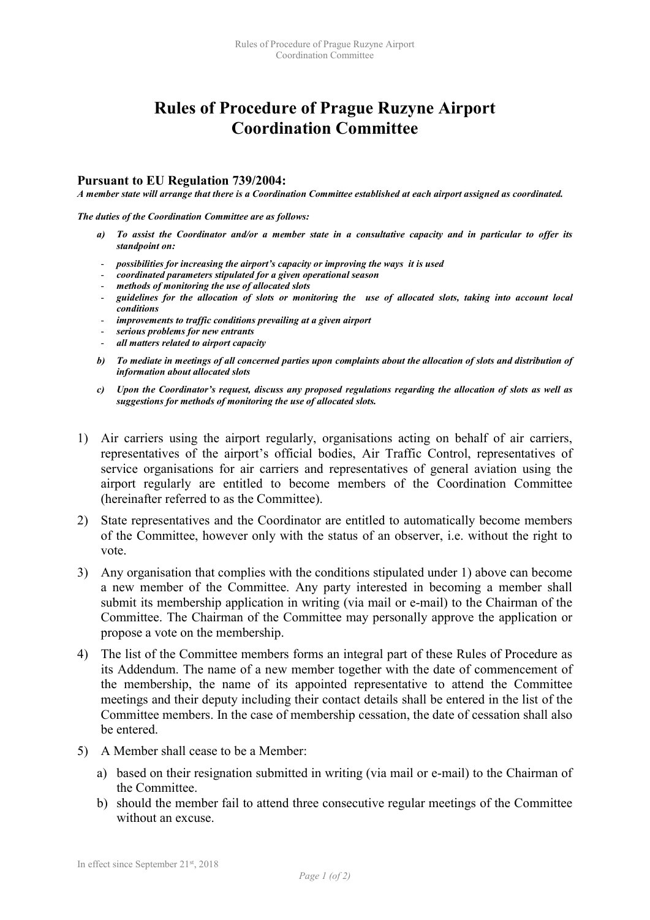# Rules of Procedure of Prague Ruzyne Airport Coordination Committee

### Pursuant to EU Regulation 739/2004:

***A member state will arrange that there is a Coordination Committee established at each airport assigned as coordinated.***

***The duties of the Coordination Committee are as follows:***

- ***a) To assist the Coordinator and/or a member state in a consultative capacity and in particular to offer its standpoint on:***
    - ***possibilities for increasing the airport's capacity or improving the ways it is used***
    - ***coordinated parameters stipulated for a given operational season***
    - ***methods of monitoring the use of allocated slots***
    - ***guidelines for the allocation of slots or monitoring the use of allocated slots, taking into account local conditions***
    - ***improvements to traffic conditions prevailing at a given airport***
    - ***serious problems for new entrants***
    - ***all matters related to airport capacity***
- ***b) To mediate in meetings of all concerned parties upon complaints about the allocation of slots and distribution of information about allocated slots***
- ***c) Upon the Coordinator's request, discuss any proposed regulations regarding the allocation of slots as well as suggestions for methods of monitoring the use of allocated slots.***

1) Air carriers using the airport regularly, organisations acting on behalf of air carriers, representatives of the airport's official bodies, Air Traffic Control, representatives of service organisations for air carriers and representatives of general aviation using the airport regularly are entitled to become members of the Coordination Committee (hereinafter referred to as the Committee).
2) State representatives and the Coordinator are entitled to automatically become members of the Committee, however only with the status of an observer, i.e. without the right to vote.
3) Any organisation that complies with the conditions stipulated under 1) above can become a new member of the Committee. Any party interested in becoming a member shall submit its membership application in writing (via mail or e-mail) to the Chairman of the Committee. The Chairman of the Committee may personally approve the application or propose a vote on the membership.
4) The list of the Committee members forms an integral part of these Rules of Procedure as its Addendum. The name of a new member together with the date of commencement of the membership, the name of its appointed representative to attend the Committee meetings and their deputy including their contact details shall be entered in the list of the Committee members. In the case of membership cessation, the date of cessation shall also be entered.
5) A Member shall cease to be a Member:
    - a) based on their resignation submitted in writing (via mail or e-mail) to the Chairman of the Committee.
    - b) should the member fail to attend three consecutive regular meetings of the Committee without an excuse.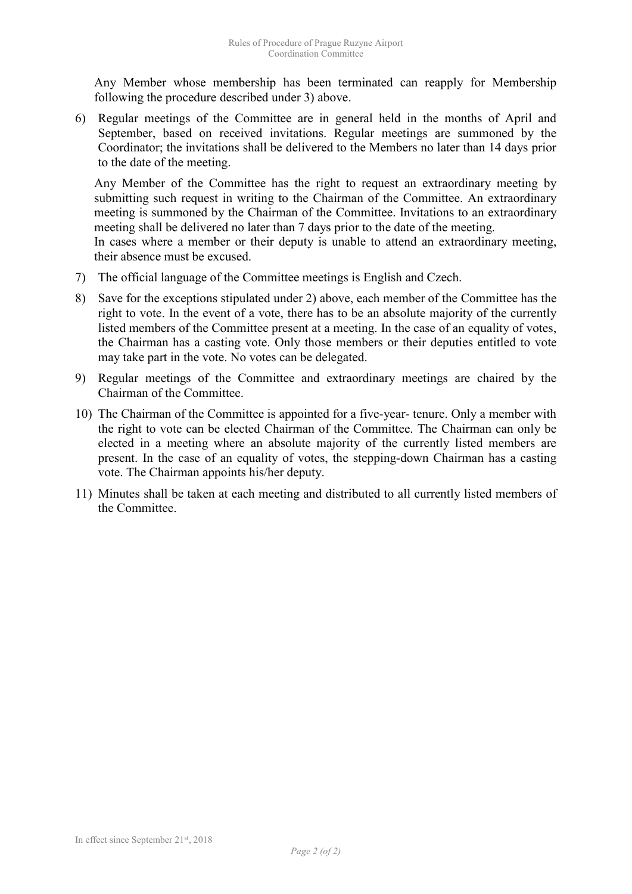Any Member whose membership has been terminated can reapply for Membership following the procedure described under 3) above.

6) Regular meetings of the Committee are in general held in the months of April and September, based on received invitations. Regular meetings are summoned by the Coordinator; the invitations shall be delivered to the Members no later than 14 days prior to the date of the meeting.

   Any Member of the Committee has the right to request an extraordinary meeting by submitting such request in writing to the Chairman of the Committee. An extraordinary meeting is summoned by the Chairman of the Committee. Invitations to an extraordinary meeting shall be delivered no later than 7 days prior to the date of the meeting.
   In cases where a member or their deputy is unable to attend an extraordinary meeting, their absence must be excused.

7) The official language of the Committee meetings is English and Czech.

8) Save for the exceptions stipulated under 2) above, each member of the Committee has the right to vote. In the event of a vote, there has to be an absolute majority of the currently listed members of the Committee present at a meeting. In the case of an equality of votes, the Chairman has a casting vote. Only those members or their deputies entitled to vote may take part in the vote. No votes can be delegated.

9) Regular meetings of the Committee and extraordinary meetings are chaired by the Chairman of the Committee.

10) The Chairman of the Committee is appointed for a five-year- tenure. Only a member with the right to vote can be elected Chairman of the Committee. The Chairman can only be elected in a meeting where an absolute majority of the currently listed members are present. In the case of an equality of votes, the stepping-down Chairman has a casting vote. The Chairman appoints his/her deputy.

11) Minutes shall be taken at each meeting and distributed to all currently listed members of the Committee.

In effect since September 21st, 2018